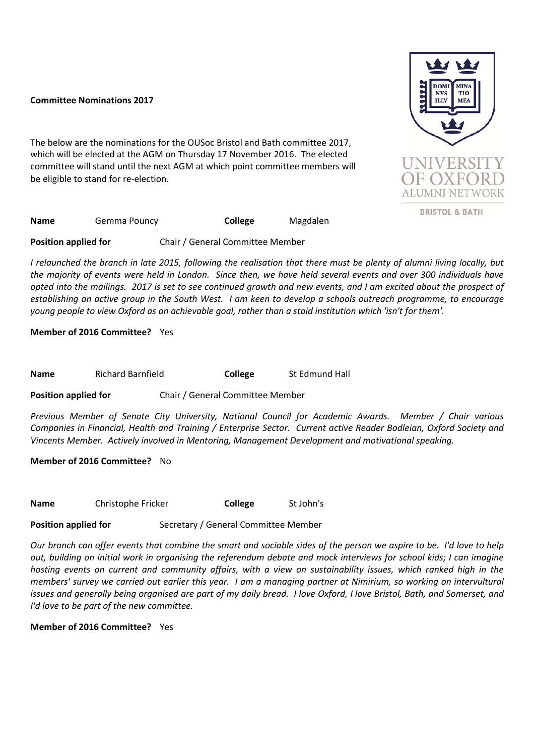**Committee Nominations 2017**

The below are the nominations for the OUSoc Bristol and Bath committee 2017, which will be elected at the AGM on Thursday 17 November 2016. The elected committee will stand until the next AGM at which point committee members will be eligible to stand for re-election.

UNIVERSITY OF OXFORD ALUMNI NETWORK

BRISTOL & BATH

**Name** Gemma Pouncy **College** Magdalen

**Position applied for** Chair / General Committee Member

*I relaunched the branch in late 2015, following the realisation that there must be plenty of alumni living locally, but the majority of events were held in London. Since then, we have held several events and over 300 individuals have opted into the mailings. 2017 is set to see continued growth and new events, and I am excited about the prospect of establishing an active group in the South West. I am keen to develop a schools outreach programme, to encourage young people to view Oxford as an achievable goal, rather than a staid institution which 'isn't for them'.*

**Member of 2016 Committee?** Yes

**Name** Richard Barnfield **College** St Edmund Hall

**Position applied for** Chair / General Committee Member

*Previous Member of Senate City University, National Council for Academic Awards. Member / Chair various Companies in Financial, Health and Training / Enterprise Sector. Current active Reader Bodleian, Oxford Society and Vincents Member. Actively involved in Mentoring, Management Development and motivational speaking.*

**Member of 2016 Committee?** No

**Name** Christophe Fricker **College** St John's

**Position applied for** Secretary / General Committee Member

*Our branch can offer events that combine the smart and sociable sides of the person we aspire to be. I'd love to help out, building on initial work in organising the referendum debate and mock interviews for school kids; I can imagine hosting events on current and community affairs, with a view on sustainability issues, which ranked high in the members' survey we carried out earlier this year. I am a managing partner at Nimirium, so working on intervultural issues and generally being organised are part of my daily bread. I love Oxford, I love Bristol, Bath, and Somerset, and I'd love to be part of the new committee.*

**Member of 2016 Committee?** Yes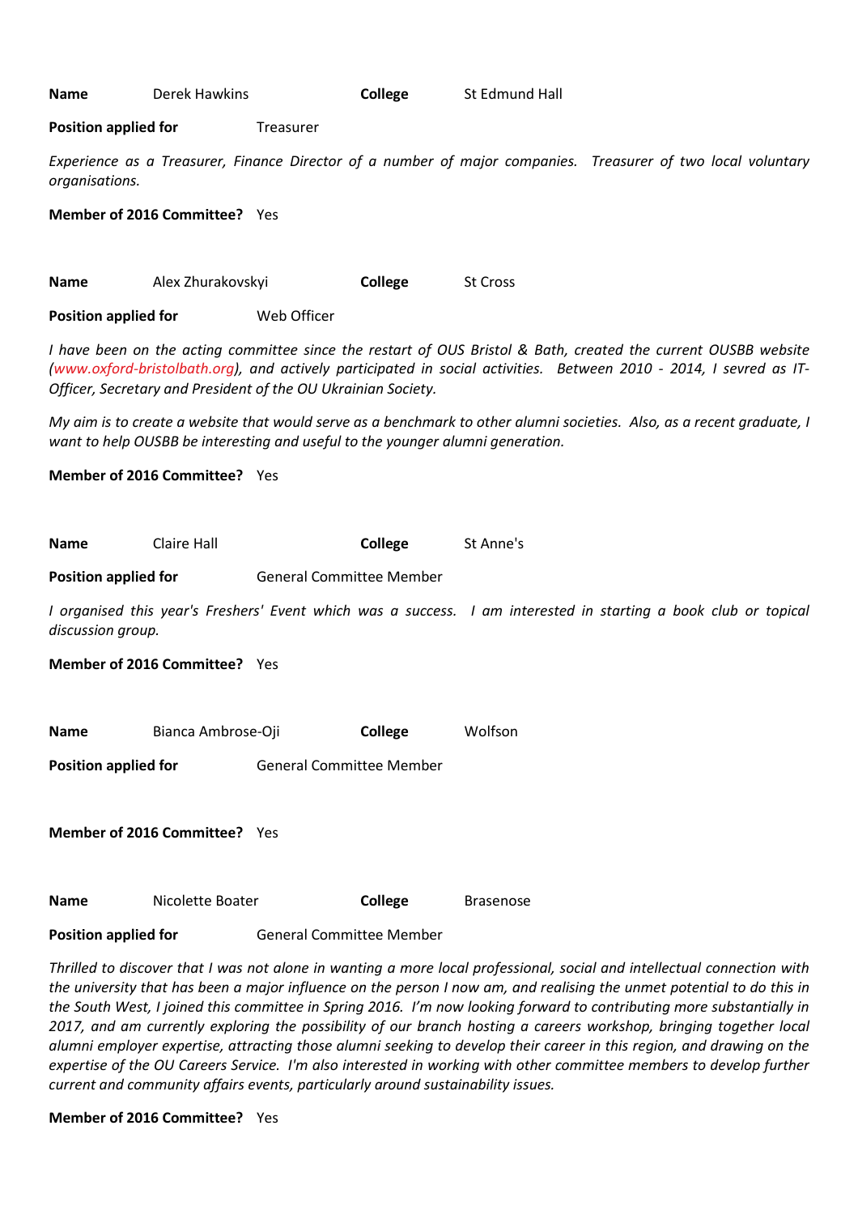**Name** Derek Hawkins **College** St Edmund Hall

**Position applied for** Treasurer

*Experience as a Treasurer, Finance Director of a number of major companies. Treasurer of two local voluntary organisations.*

**Member of 2016 Committee?** Yes

**Name** Alex Zhurakovskyi **College** St Cross

**Position applied for** Web Officer

*I have been on the acting committee since the restart of OUS Bristol & Bath, created the current OUSBB website (www.oxford-bristolbath.org), and actively participated in social activities. Between 2010 - 2014, I sevred as IT-Officer, Secretary and President of the OU Ukrainian Society.*

*My aim is to create a website that would serve as a benchmark to other alumni societies. Also, as a recent graduate, I want to help OUSBB be interesting and useful to the younger alumni generation.*

**Member of 2016 Committee?** Yes

**Name** Claire Hall **College** St Anne's

**Position applied for** General Committee Member

*I organised this year's Freshers' Event which was a success. I am interested in starting a book club or topical discussion group.*

**Member of 2016 Committee?** Yes

**Name** Bianca Ambrose-Oji **College** Wolfson

**Position applied for** General Committee Member

**Member of 2016 Committee?** Yes

**Name** Nicolette Boater **College** Brasenose

**Position applied for** General Committee Member

*Thrilled to discover that I was not alone in wanting a more local professional, social and intellectual connection with the university that has been a major influence on the person I now am, and realising the unmet potential to do this in the South West, I joined this committee in Spring 2016. I'm now looking forward to contributing more substantially in 2017, and am currently exploring the possibility of our branch hosting a careers workshop, bringing together local alumni employer expertise, attracting those alumni seeking to develop their career in this region, and drawing on the expertise of the OU Careers Service. I'm also interested in working with other committee members to develop further current and community affairs events, particularly around sustainability issues.*

**Member of 2016 Committee?** Yes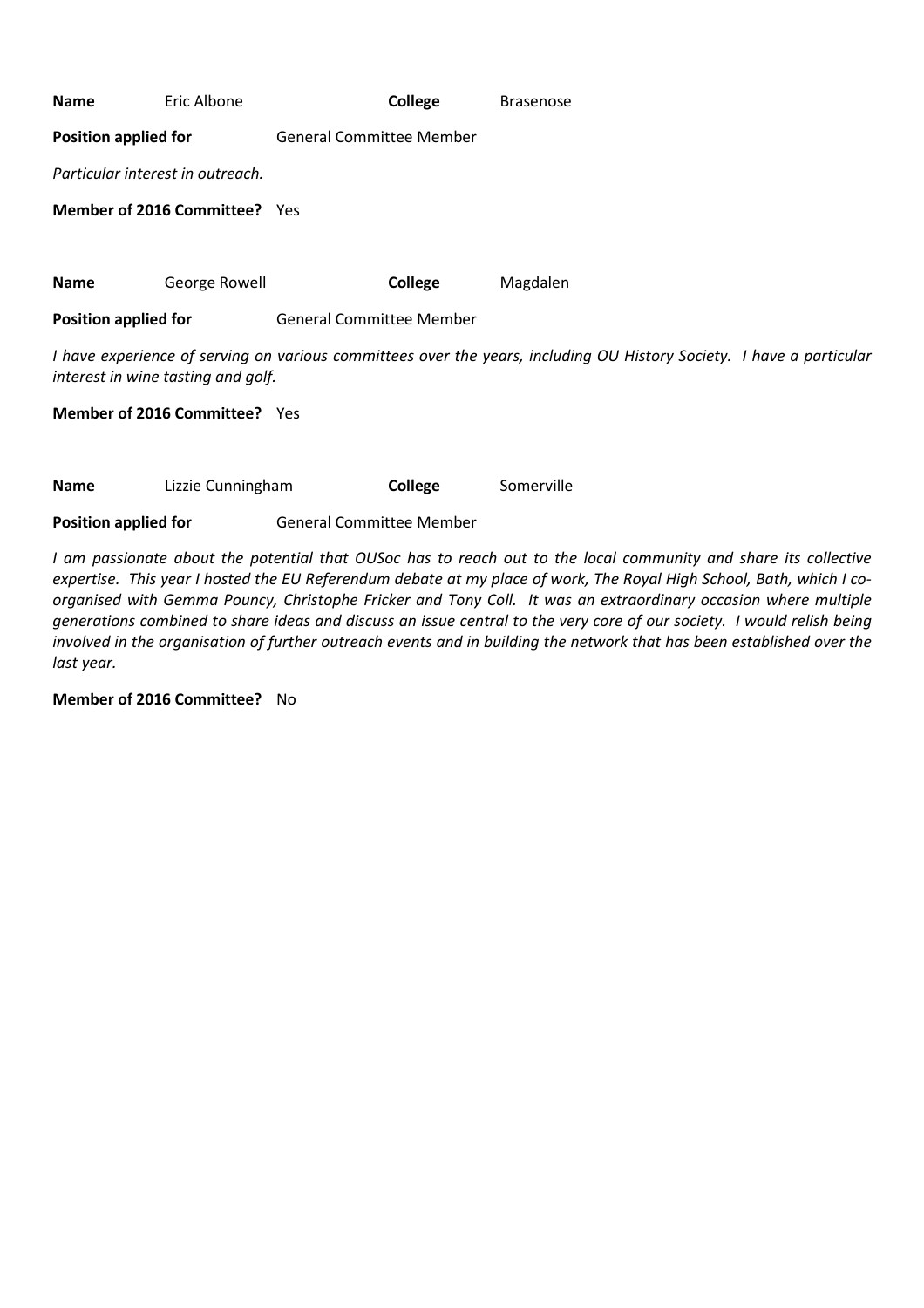**Name** Eric Albone **College** Brasenose

**Position applied for** General Committee Member

*Particular interest in outreach.*

**Member of 2016 Committee?** Yes

**Name** George Rowell **College** Magdalen

**Position applied for** General Committee Member

*I have experience of serving on various committees over the years, including OU History Society. I have a particular interest in wine tasting and golf.*

**Member of 2016 Committee?** Yes

**Name** Lizzie Cunningham **College** Somerville

**Position applied for** General Committee Member

*I am passionate about the potential that OUSoc has to reach out to the local community and share its collective expertise. This year I hosted the EU Referendum debate at my place of work, The Royal High School, Bath, which I co-organised with Gemma Pouncy, Christophe Fricker and Tony Coll. It was an extraordinary occasion where multiple generations combined to share ideas and discuss an issue central to the very core of our society. I would relish being involved in the organisation of further outreach events and in building the network that has been established over the last year.*

**Member of 2016 Committee?** No